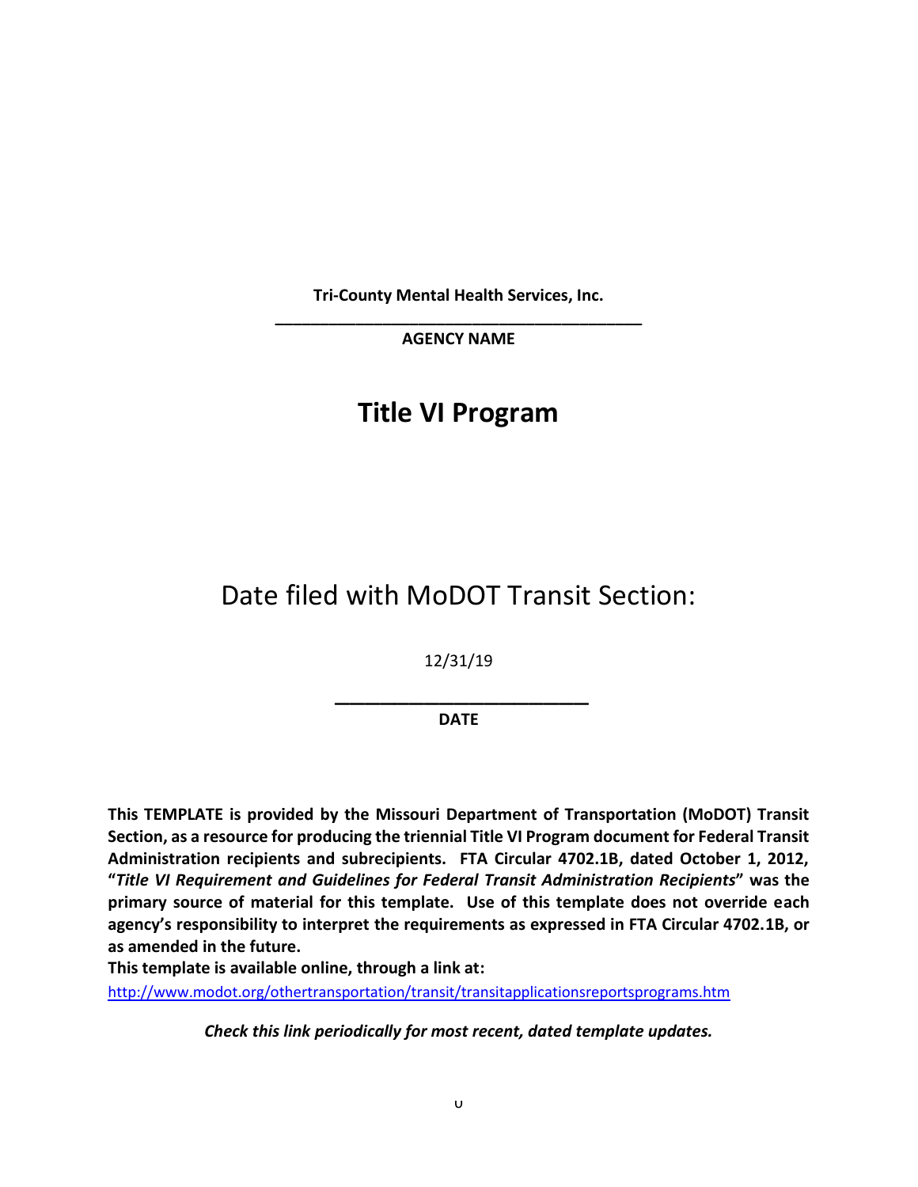**Tri-County Mental Health Services, Inc.**

**\_\_\_\_\_\_\_\_\_\_\_\_\_\_\_\_\_\_\_\_\_\_\_\_\_\_\_\_\_\_\_\_\_\_\_\_\_\_\_\_\_\_**

**AGENCY NAME**

# Title VI Program

## Date filed with MoDOT Transit Section:

12/31/19

**\_\_\_\_\_\_\_\_\_\_\_\_\_\_\_\_\_\_\_\_\_\_\_\_\_\_\_\_\_\_**

**DATE**

**This TEMPLATE is provided by the Missouri Department of Transportation (MoDOT) Transit Section, as a resource for producing the triennial Title VI Program document for Federal Transit Administration recipients and subrecipients. FTA Circular 4702.1B, dated October 1, 2012, "*Title VI Requirement and Guidelines for Federal Transit Administration Recipients*" was the primary source of material for this template. Use of this template does not override each agency's responsibility to interpret the requirements as expressed in FTA Circular 4702.1B, or as amended in the future.**

**This template is available online, through a link at:**

http://www.modot.org/othertransportation/transit/transitapplicationsreportsprograms.htm

***Check this link periodically for most recent, dated template updates.***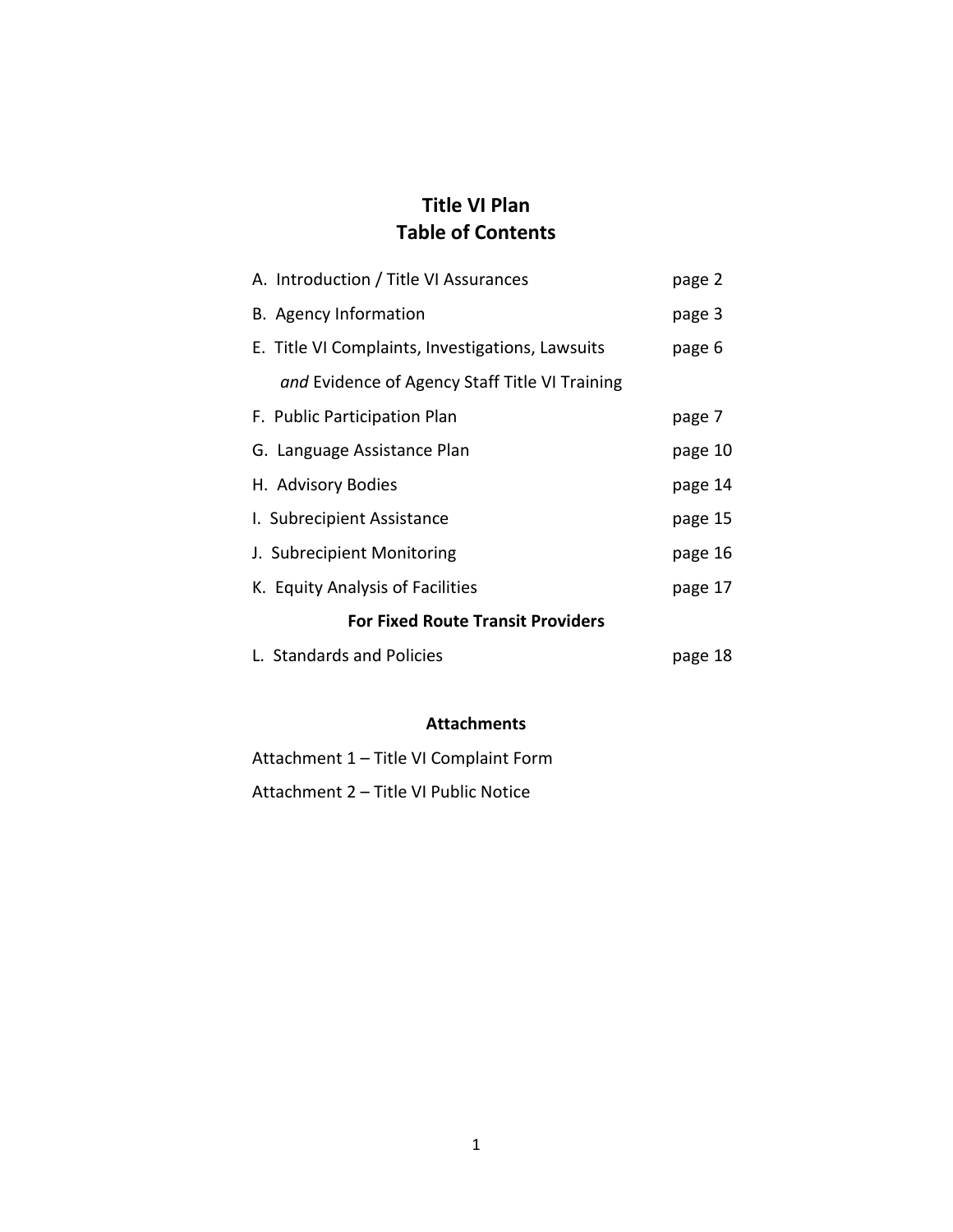# Title VI Plan
## Table of Contents

| | |
|---|---|
| A. Introduction / Title VI Assurances | page 2 |
| B. Agency Information | page 3 |
| E. Title VI Complaints, Investigations, Lawsuits *and* Evidence of Agency Staff Title VI Training | page 6 |
| F. Public Participation Plan | page 7 |
| G. Language Assistance Plan | page 10 |
| H. Advisory Bodies | page 14 |
| I. Subrecipient Assistance | page 15 |
| J. Subrecipient Monitoring | page 16 |
| K. Equity Analysis of Facilities | page 17 |
| **For Fixed Route Transit Providers** | |
| L. Standards and Policies | page 18 |

**Attachments**

Attachment 1 – Title VI Complaint Form

Attachment 2 – Title VI Public Notice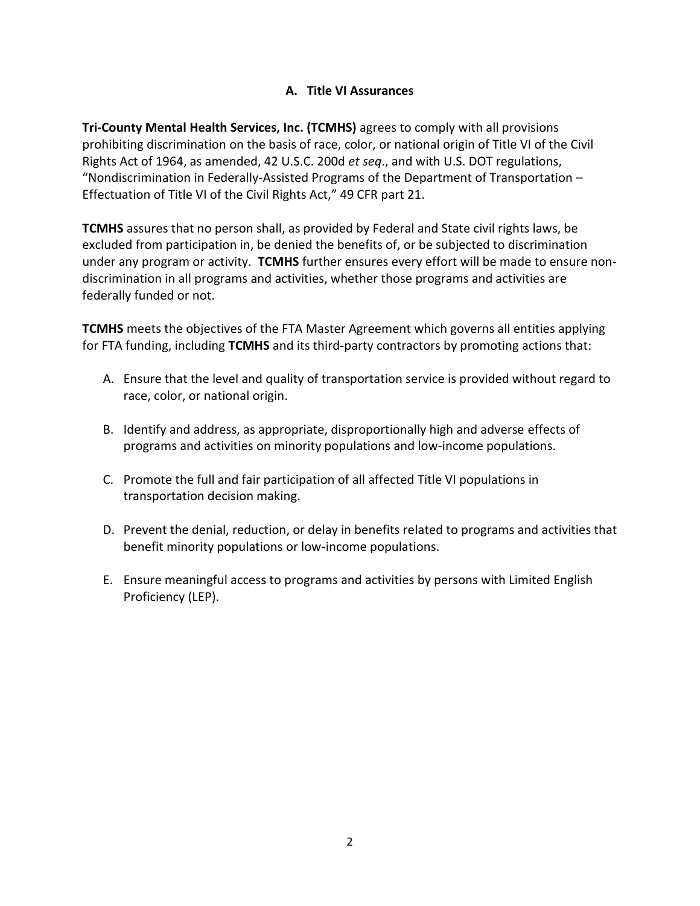## A. Title VI Assurances

**Tri-County Mental Health Services, Inc. (TCMHS)** agrees to comply with all provisions prohibiting discrimination on the basis of race, color, or national origin of Title VI of the Civil Rights Act of 1964, as amended, 42 U.S.C. 200d *et seq*., and with U.S. DOT regulations, "Nondiscrimination in Federally-Assisted Programs of the Department of Transportation – Effectuation of Title VI of the Civil Rights Act," 49 CFR part 21.

**TCMHS** assures that no person shall, as provided by Federal and State civil rights laws, be excluded from participation in, be denied the benefits of, or be subjected to discrimination under any program or activity. **TCMHS** further ensures every effort will be made to ensure non-discrimination in all programs and activities, whether those programs and activities are federally funded or not.

**TCMHS** meets the objectives of the FTA Master Agreement which governs all entities applying for FTA funding, including **TCMHS** and its third-party contractors by promoting actions that:

A. Ensure that the level and quality of transportation service is provided without regard to race, color, or national origin.

B. Identify and address, as appropriate, disproportionally high and adverse effects of programs and activities on minority populations and low-income populations.

C. Promote the full and fair participation of all affected Title VI populations in transportation decision making.

D. Prevent the denial, reduction, or delay in benefits related to programs and activities that benefit minority populations or low-income populations.

E. Ensure meaningful access to programs and activities by persons with Limited English Proficiency (LEP).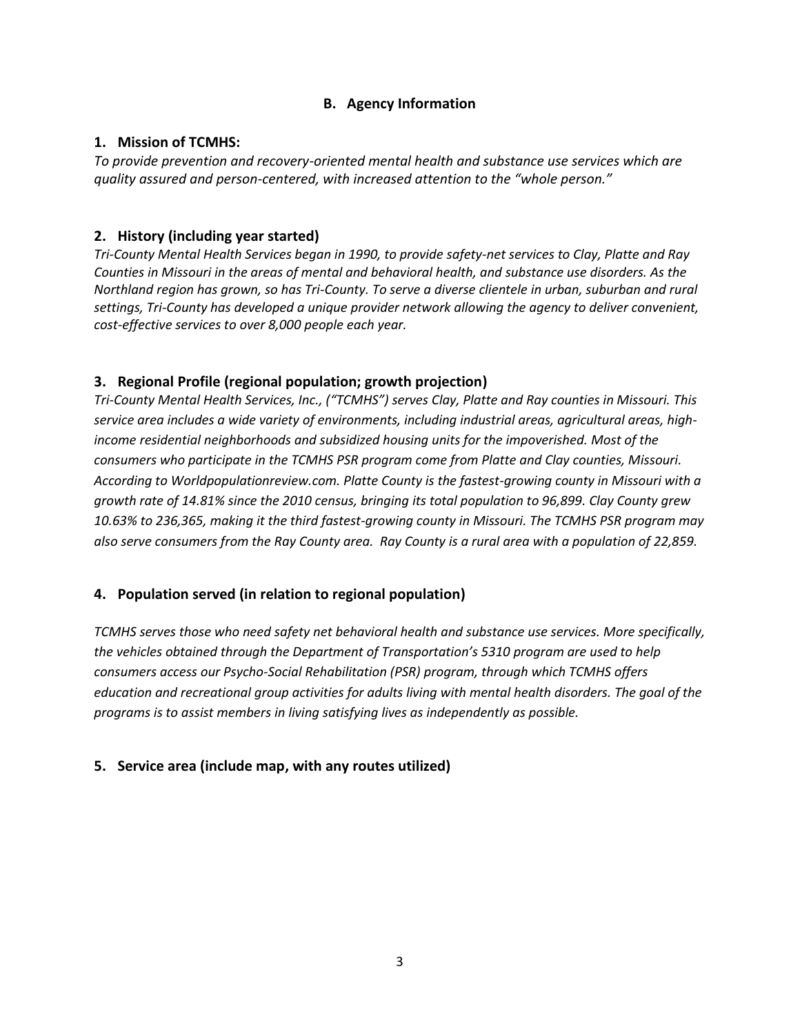## B. Agency Information

### 1. Mission of TCMHS:

*To provide prevention and recovery-oriented mental health and substance use services which are quality assured and person-centered, with increased attention to the "whole person."*

### 2. History (including year started)

*Tri-County Mental Health Services began in 1990, to provide safety-net services to Clay, Platte and Ray Counties in Missouri in the areas of mental and behavioral health, and substance use disorders. As the Northland region has grown, so has Tri-County. To serve a diverse clientele in urban, suburban and rural settings, Tri-County has developed a unique provider network allowing the agency to deliver convenient, cost-effective services to over 8,000 people each year.*

### 3. Regional Profile (regional population; growth projection)

*Tri-County Mental Health Services, Inc., ("TCMHS") serves Clay, Platte and Ray counties in Missouri. This service area includes a wide variety of environments, including industrial areas, agricultural areas, high-income residential neighborhoods and subsidized housing units for the impoverished. Most of the consumers who participate in the TCMHS PSR program come from Platte and Clay counties, Missouri. According to Worldpopulationreview.com. Platte County is the fastest-growing county in Missouri with a growth rate of 14.81% since the 2010 census, bringing its total population to 96,899. Clay County grew 10.63% to 236,365, making it the third fastest-growing county in Missouri. The TCMHS PSR program may also serve consumers from the Ray County area. Ray County is a rural area with a population of 22,859.*

### 4. Population served (in relation to regional population)

*TCMHS serves those who need safety net behavioral health and substance use services. More specifically, the vehicles obtained through the Department of Transportation's 5310 program are used to help consumers access our Psycho-Social Rehabilitation (PSR) program, through which TCMHS offers education and recreational group activities for adults living with mental health disorders. The goal of the programs is to assist members in living satisfying lives as independently as possible.*

### 5. Service area (include map, with any routes utilized)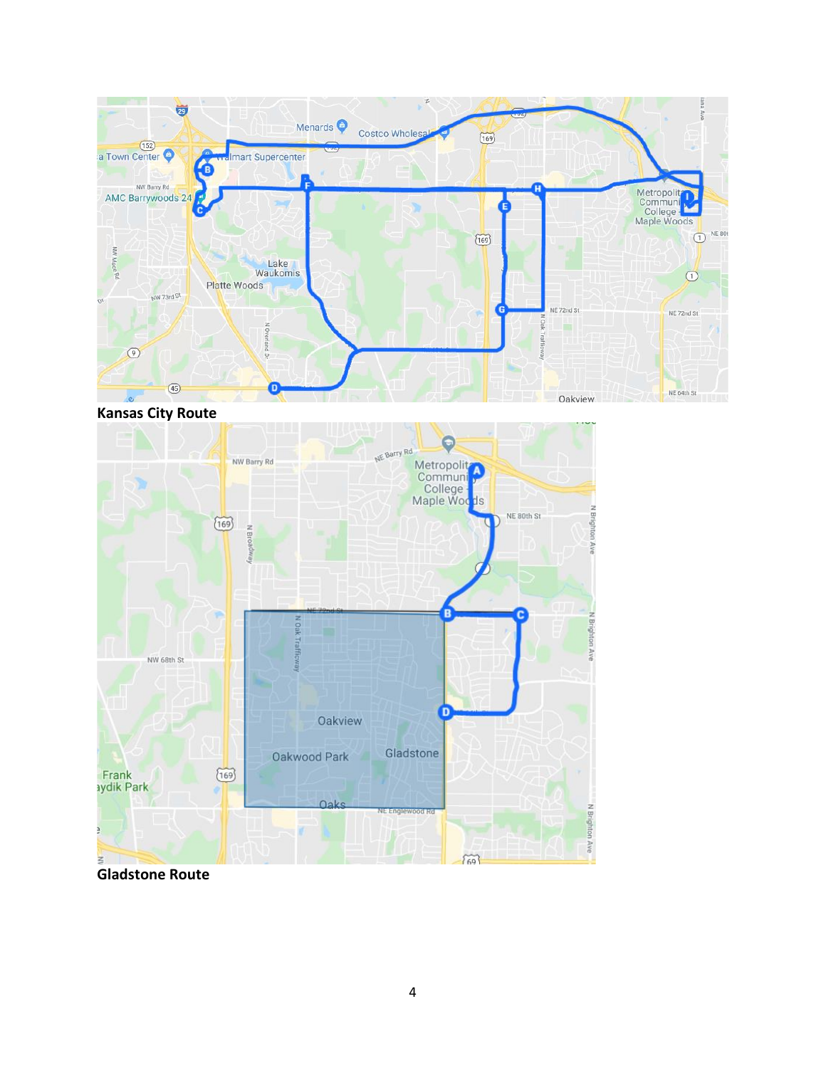**Kansas City Route**

**Gladstone Route**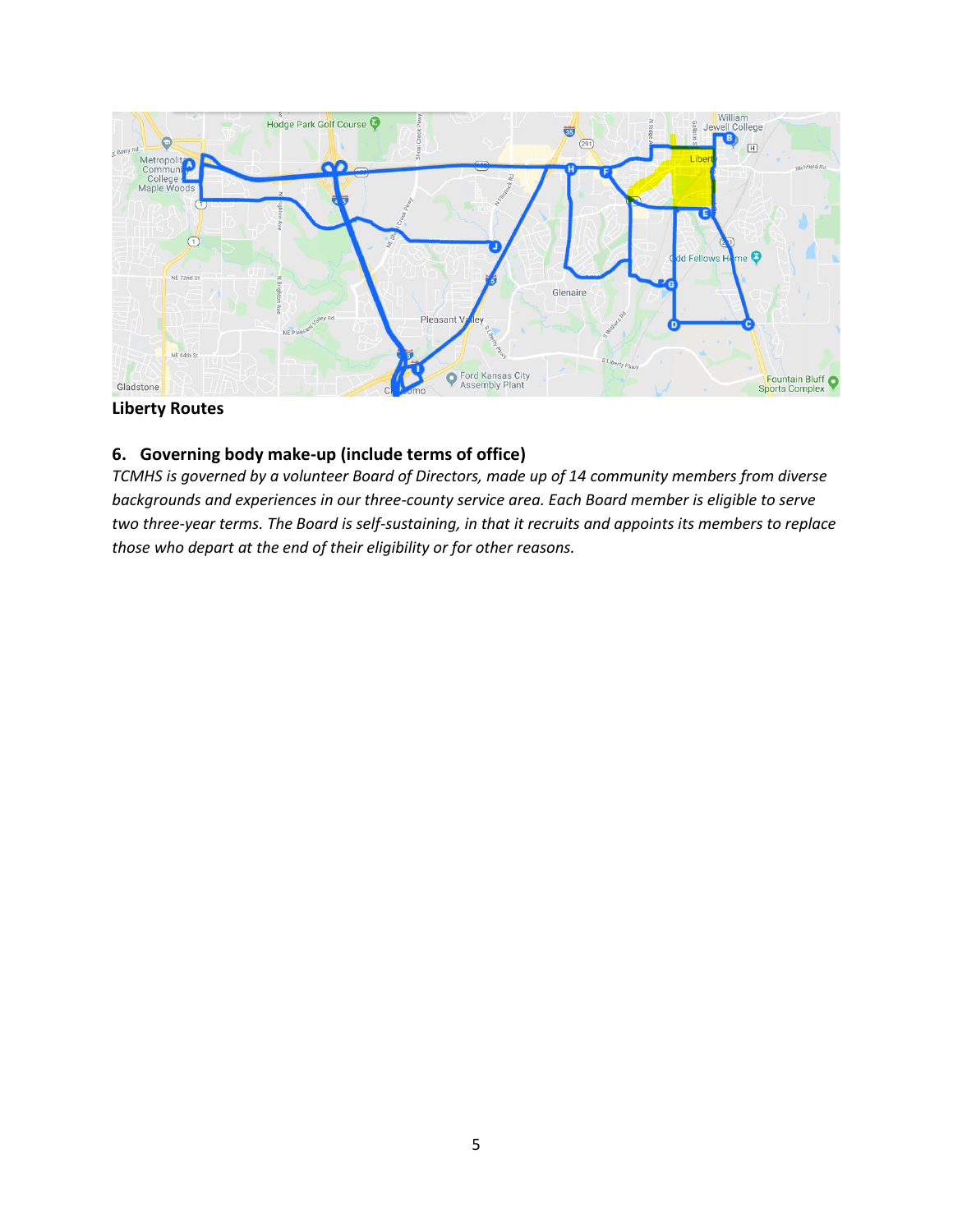**Liberty Routes**

## 6. Governing body make-up (include terms of office)

*TCMHS is governed by a volunteer Board of Directors, made up of 14 community members from diverse backgrounds and experiences in our three-county service area. Each Board member is eligible to serve two three-year terms. The Board is self-sustaining, in that it recruits and appoints its members to replace those who depart at the end of their eligibility or for other reasons.*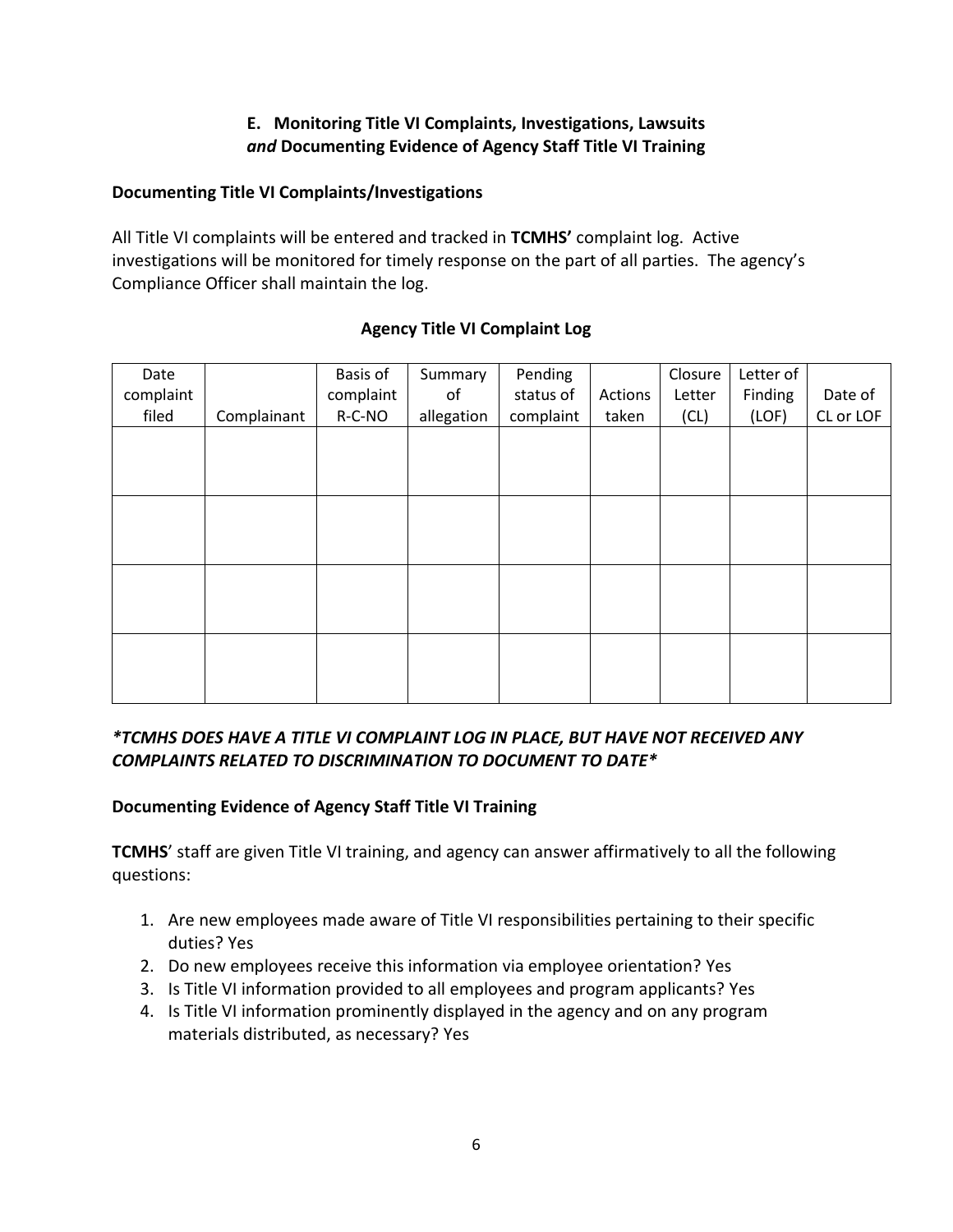### E. Monitoring Title VI Complaints, Investigations, Lawsuits *and* Documenting Evidence of Agency Staff Title VI Training

**Documenting Title VI Complaints/Investigations**

All Title VI complaints will be entered and tracked in **TCMHS'** complaint log. Active investigations will be monitored for timely response on the part of all parties. The agency's Compliance Officer shall maintain the log.

**Agency Title VI Complaint Log**

| Date complaint filed | Complainant | Basis of complaint R-C-NO | Summary of allegation | Pending status of complaint | Actions taken | Closure Letter (CL) | Letter of Finding (LOF) | Date of CL or LOF |
|---|---|---|---|---|---|---|---|---|
| | | | | | | | | |
| | | | | | | | | |
| | | | | | | | | |
| | | | | | | | | |

***\*TCMHS DOES HAVE A TITLE VI COMPLAINT LOG IN PLACE, BUT HAVE NOT RECEIVED ANY COMPLAINTS RELATED TO DISCRIMINATION TO DOCUMENT TO DATE\****

**Documenting Evidence of Agency Staff Title VI Training**

**TCMHS**' staff are given Title VI training, and agency can answer affirmatively to all the following questions:

1. Are new employees made aware of Title VI responsibilities pertaining to their specific duties? Yes
2. Do new employees receive this information via employee orientation? Yes
3. Is Title VI information provided to all employees and program applicants? Yes
4. Is Title VI information prominently displayed in the agency and on any program materials distributed, as necessary? Yes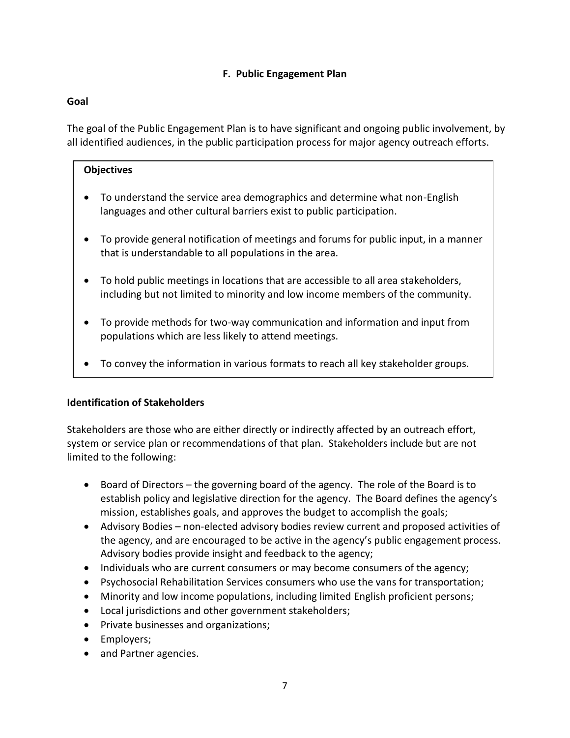## F. Public Engagement Plan

### Goal

The goal of the Public Engagement Plan is to have significant and ongoing public involvement, by all identified audiences, in the public participation process for major agency outreach efforts.

**Objectives**

- To understand the service area demographics and determine what non-English languages and other cultural barriers exist to public participation.
- To provide general notification of meetings and forums for public input, in a manner that is understandable to all populations in the area.
- To hold public meetings in locations that are accessible to all area stakeholders, including but not limited to minority and low income members of the community.
- To provide methods for two-way communication and information and input from populations which are less likely to attend meetings.
- To convey the information in various formats to reach all key stakeholder groups.

### Identification of Stakeholders

Stakeholders are those who are either directly or indirectly affected by an outreach effort, system or service plan or recommendations of that plan. Stakeholders include but are not limited to the following:

- Board of Directors – the governing board of the agency. The role of the Board is to establish policy and legislative direction for the agency. The Board defines the agency's mission, establishes goals, and approves the budget to accomplish the goals;
- Advisory Bodies – non-elected advisory bodies review current and proposed activities of the agency, and are encouraged to be active in the agency's public engagement process. Advisory bodies provide insight and feedback to the agency;
- Individuals who are current consumers or may become consumers of the agency;
- Psychosocial Rehabilitation Services consumers who use the vans for transportation;
- Minority and low income populations, including limited English proficient persons;
- Local jurisdictions and other government stakeholders;
- Private businesses and organizations;
- Employers;
- and Partner agencies.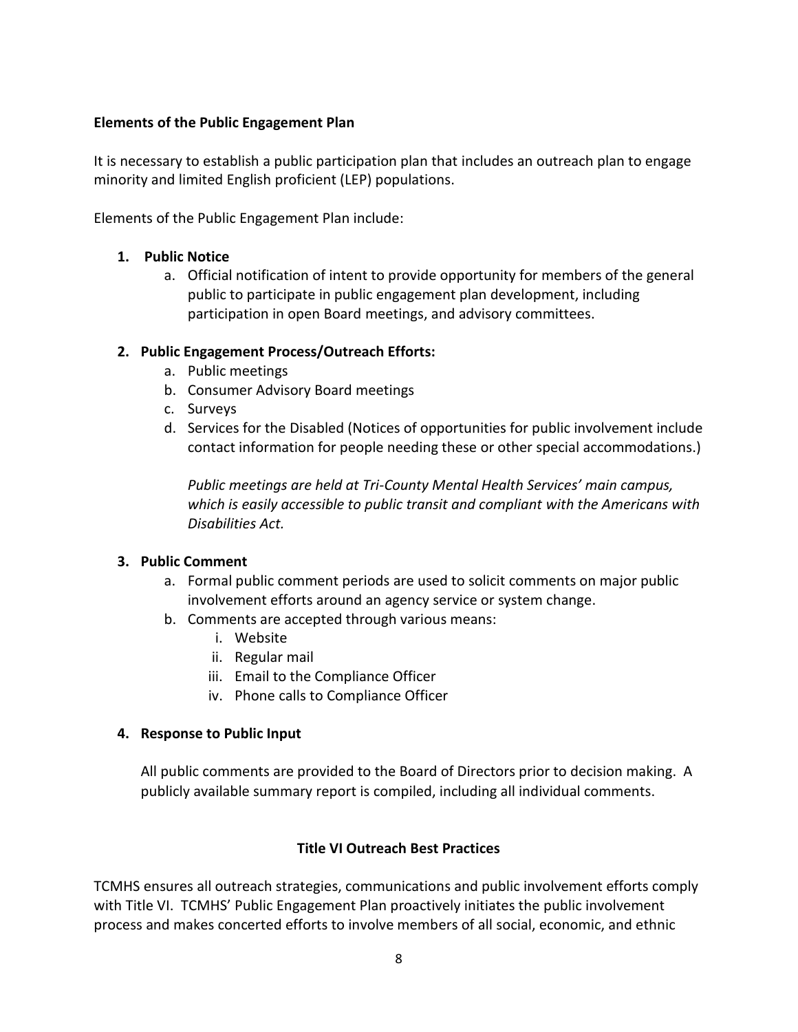**Elements of the Public Engagement Plan**

It is necessary to establish a public participation plan that includes an outreach plan to engage minority and limited English proficient (LEP) populations.

Elements of the Public Engagement Plan include:

1. **Public Notice**
    a. Official notification of intent to provide opportunity for members of the general public to participate in public engagement plan development, including participation in open Board meetings, and advisory committees.

2. **Public Engagement Process/Outreach Efforts:**
    a. Public meetings
    b. Consumer Advisory Board meetings
    c. Surveys
    d. Services for the Disabled (Notices of opportunities for public involvement include contact information for people needing these or other special accommodations.)

    *Public meetings are held at Tri-County Mental Health Services' main campus, which is easily accessible to public transit and compliant with the Americans with Disabilities Act.*

3. **Public Comment**
    a. Formal public comment periods are used to solicit comments on major public involvement efforts around an agency service or system change.
    b. Comments are accepted through various means:
        i. Website
        ii. Regular mail
        iii. Email to the Compliance Officer
        iv. Phone calls to Compliance Officer

4. **Response to Public Input**

    All public comments are provided to the Board of Directors prior to decision making. A publicly available summary report is compiled, including all individual comments.

**Title VI Outreach Best Practices**

TCMHS ensures all outreach strategies, communications and public involvement efforts comply with Title VI. TCMHS' Public Engagement Plan proactively initiates the public involvement process and makes concerted efforts to involve members of all social, economic, and ethnic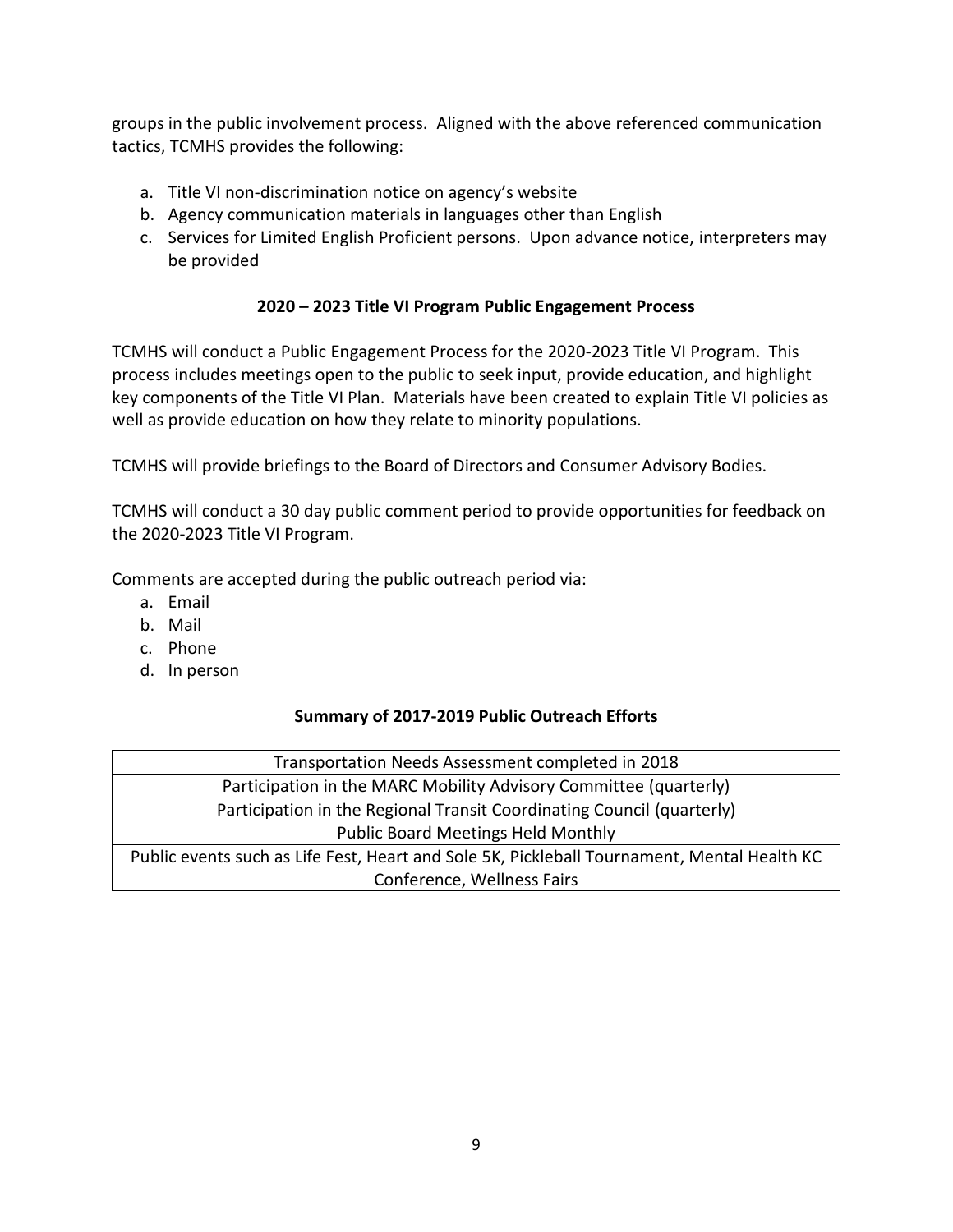groups in the public involvement process. Aligned with the above referenced communication tactics, TCMHS provides the following:

a. Title VI non-discrimination notice on agency's website
b. Agency communication materials in languages other than English
c. Services for Limited English Proficient persons. Upon advance notice, interpreters may be provided

**2020 – 2023 Title VI Program Public Engagement Process**

TCMHS will conduct a Public Engagement Process for the 2020-2023 Title VI Program. This process includes meetings open to the public to seek input, provide education, and highlight key components of the Title VI Plan. Materials have been created to explain Title VI policies as well as provide education on how they relate to minority populations.

TCMHS will provide briefings to the Board of Directors and Consumer Advisory Bodies.

TCMHS will conduct a 30 day public comment period to provide opportunities for feedback on the 2020-2023 Title VI Program.

Comments are accepted during the public outreach period via:

a. Email
b. Mail
c. Phone
d. In person

**Summary of 2017-2019 Public Outreach Efforts**

| Summary of 2017-2019 Public Outreach Efforts |
|---|
| Transportation Needs Assessment completed in 2018 |
| Participation in the MARC Mobility Advisory Committee (quarterly) |
| Participation in the Regional Transit Coordinating Council (quarterly) |
| Public Board Meetings Held Monthly |
| Public events such as Life Fest, Heart and Sole 5K, Pickleball Tournament, Mental Health KC Conference, Wellness Fairs |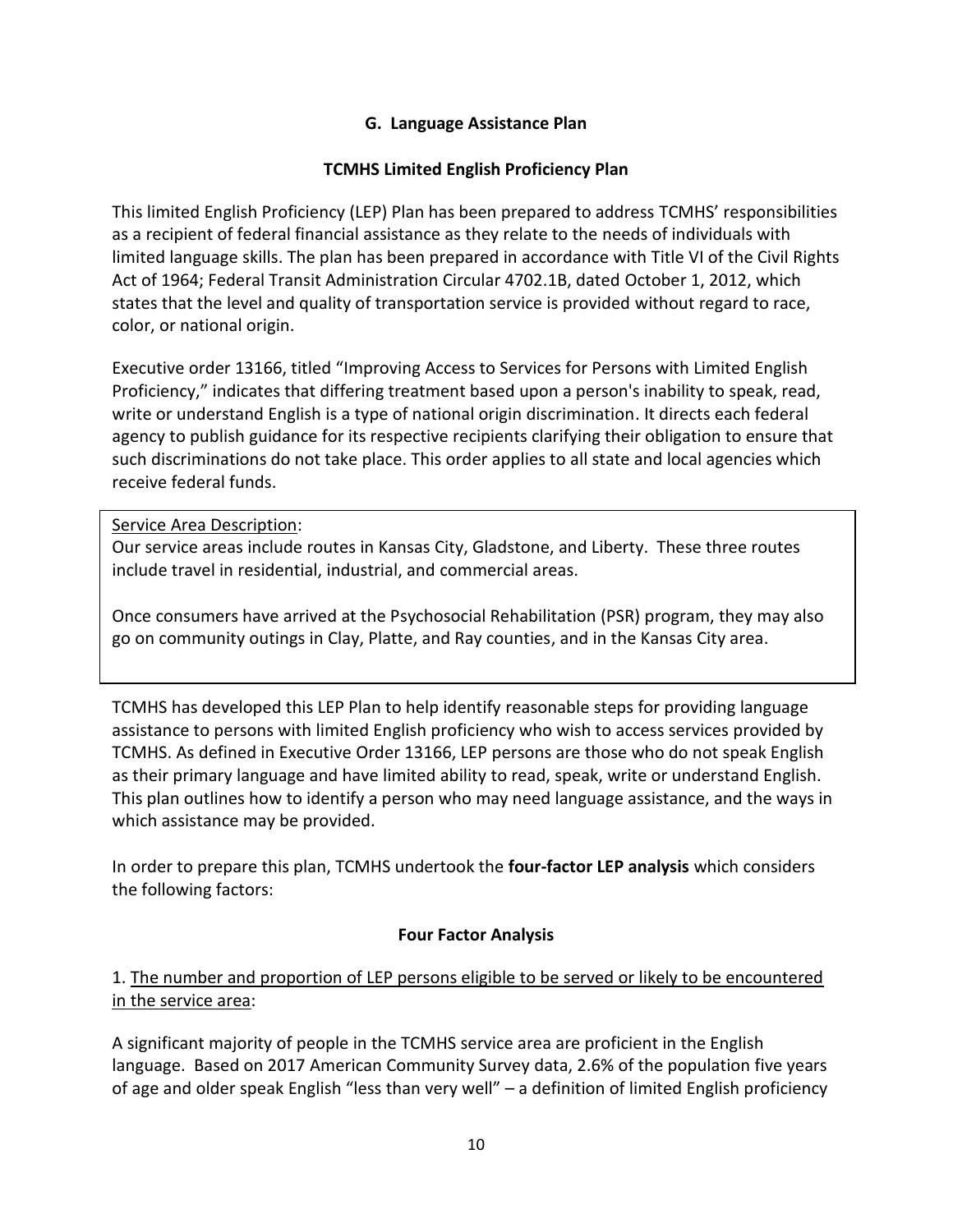## G. Language Assistance Plan

### TCMHS Limited English Proficiency Plan

This limited English Proficiency (LEP) Plan has been prepared to address TCMHS' responsibilities as a recipient of federal financial assistance as they relate to the needs of individuals with limited language skills. The plan has been prepared in accordance with Title VI of the Civil Rights Act of 1964; Federal Transit Administration Circular 4702.1B, dated October 1, 2012, which states that the level and quality of transportation service is provided without regard to race, color, or national origin.

Executive order 13166, titled "Improving Access to Services for Persons with Limited English Proficiency," indicates that differing treatment based upon a person's inability to speak, read, write or understand English is a type of national origin discrimination. It directs each federal agency to publish guidance for its respective recipients clarifying their obligation to ensure that such discriminations do not take place. This order applies to all state and local agencies which receive federal funds.

<u>Service Area Description</u>:
Our service areas include routes in Kansas City, Gladstone, and Liberty. These three routes include travel in residential, industrial, and commercial areas.

Once consumers have arrived at the Psychosocial Rehabilitation (PSR) program, they may also go on community outings in Clay, Platte, and Ray counties, and in the Kansas City area.

TCMHS has developed this LEP Plan to help identify reasonable steps for providing language assistance to persons with limited English proficiency who wish to access services provided by TCMHS. As defined in Executive Order 13166, LEP persons are those who do not speak English as their primary language and have limited ability to read, speak, write or understand English. This plan outlines how to identify a person who may need language assistance, and the ways in which assistance may be provided.

In order to prepare this plan, TCMHS undertook the **four-factor LEP analysis** which considers the following factors:

### Four Factor Analysis

1. <u>The number and proportion of LEP persons eligible to be served or likely to be encountered in the service area</u>:

A significant majority of people in the TCMHS service area are proficient in the English language. Based on 2017 American Community Survey data, 2.6% of the population five years of age and older speak English "less than very well" – a definition of limited English proficiency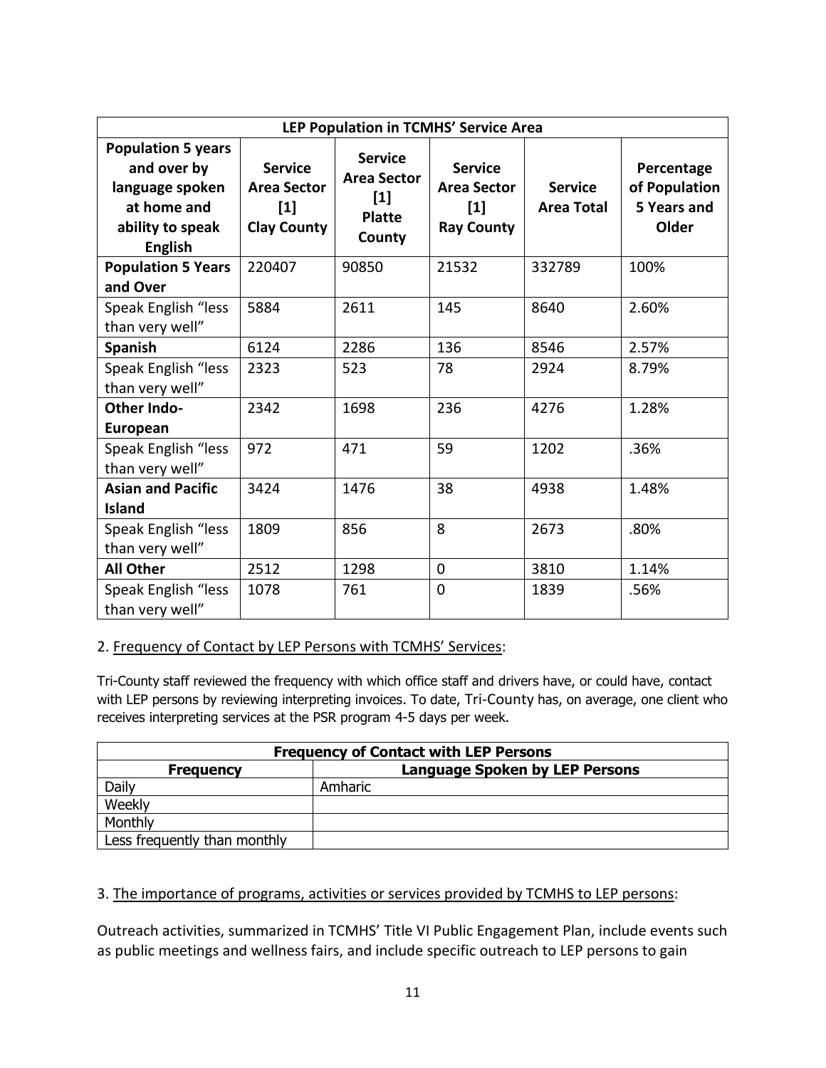| LEP Population in TCMHS' Service Area | | | | | |
|---|---|---|---|---|---|
| **Population 5 years and over by language spoken at home and ability to speak English** | **Service Area Sector [1] Clay County** | **Service Area Sector [1] Platte County** | **Service Area Sector [1] Ray County** | **Service Area Total** | **Percentage of Population 5 Years and Older** |
| **Population 5 Years and Over** | 220407 | 90850 | 21532 | 332789 | 100% |
| Speak English "less than very well" | 5884 | 2611 | 145 | 8640 | 2.60% |
| **Spanish** | 6124 | 2286 | 136 | 8546 | 2.57% |
| Speak English "less than very well" | 2323 | 523 | 78 | 2924 | 8.79% |
| **Other Indo-European** | 2342 | 1698 | 236 | 4276 | 1.28% |
| Speak English "less than very well" | 972 | 471 | 59 | 1202 | .36% |
| **Asian and Pacific Island** | 3424 | 1476 | 38 | 4938 | 1.48% |
| Speak English "less than very well" | 1809 | 856 | 8 | 2673 | .80% |
| **All Other** | 2512 | 1298 | 0 | 3810 | 1.14% |
| Speak English "less than very well" | 1078 | 761 | 0 | 1839 | .56% |

2. Frequency of Contact by LEP Persons with TCMHS' Services:

Tri-County staff reviewed the frequency with which office staff and drivers have, or could have, contact with LEP persons by reviewing interpreting invoices. To date, Tri-County has, on average, one client who receives interpreting services at the PSR program 4-5 days per week.

| Frequency of Contact with LEP Persons | |
|---|---|
| **Frequency** | **Language Spoken by LEP Persons** |
| Daily | Amharic |
| Weekly | |
| Monthly | |
| Less frequently than monthly | |

3. The importance of programs, activities or services provided by TCMHS to LEP persons:

Outreach activities, summarized in TCMHS' Title VI Public Engagement Plan, include events such as public meetings and wellness fairs, and include specific outreach to LEP persons to gain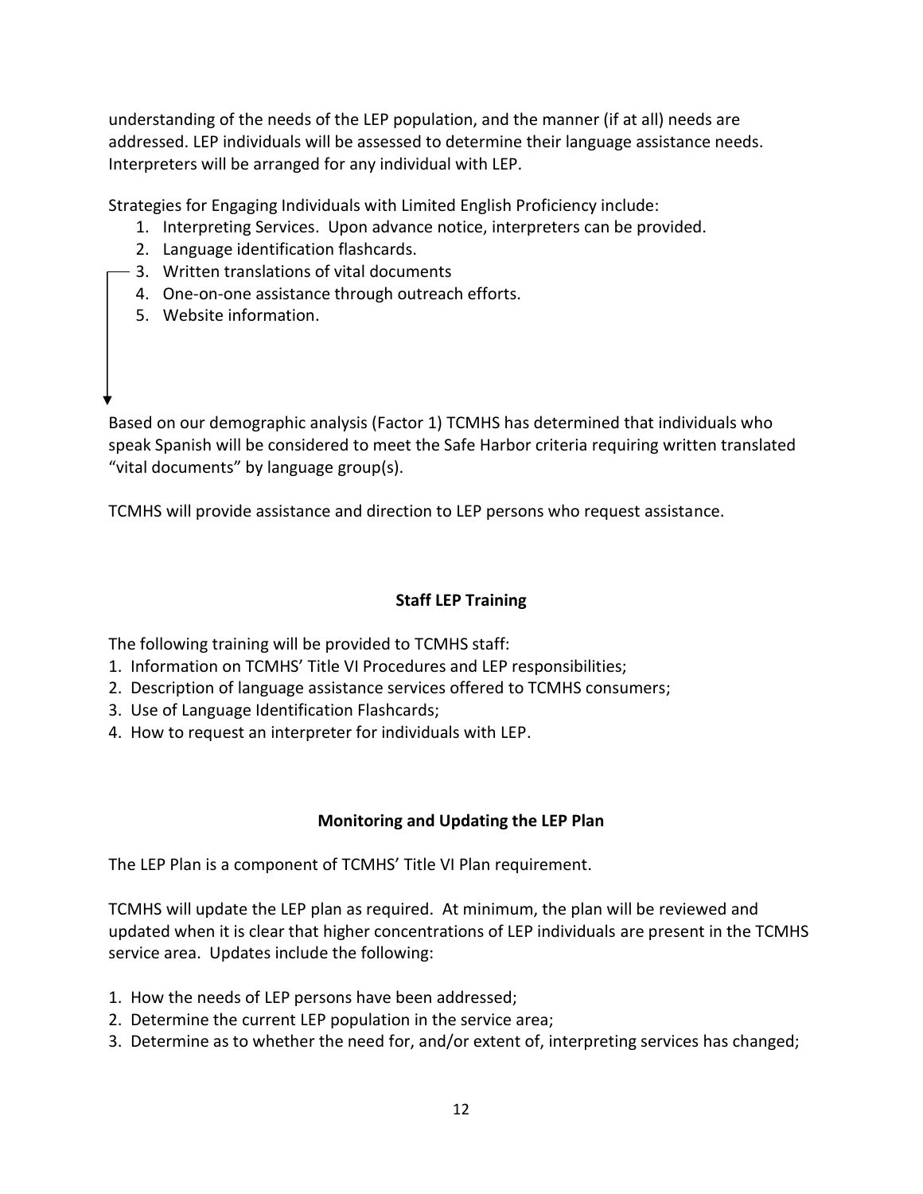understanding of the needs of the LEP population, and the manner (if at all) needs are addressed. LEP individuals will be assessed to determine their language assistance needs. Interpreters will be arranged for any individual with LEP.

Strategies for Engaging Individuals with Limited English Proficiency include:

1. Interpreting Services. Upon advance notice, interpreters can be provided.
2. Language identification flashcards.
3. Written translations of vital documents
4. One-on-one assistance through outreach efforts.
5. Website information.

Based on our demographic analysis (Factor 1) TCMHS has determined that individuals who speak Spanish will be considered to meet the Safe Harbor criteria requiring written translated “vital documents” by language group(s).

TCMHS will provide assistance and direction to LEP persons who request assistance.

### Staff LEP Training

The following training will be provided to TCMHS staff:

1. Information on TCMHS’ Title VI Procedures and LEP responsibilities;
2. Description of language assistance services offered to TCMHS consumers;
3. Use of Language Identification Flashcards;
4. How to request an interpreter for individuals with LEP.

### Monitoring and Updating the LEP Plan

The LEP Plan is a component of TCMHS’ Title VI Plan requirement.

TCMHS will update the LEP plan as required. At minimum, the plan will be reviewed and updated when it is clear that higher concentrations of LEP individuals are present in the TCMHS service area. Updates include the following:

1. How the needs of LEP persons have been addressed;
2. Determine the current LEP population in the service area;
3. Determine as to whether the need for, and/or extent of, interpreting services has changed;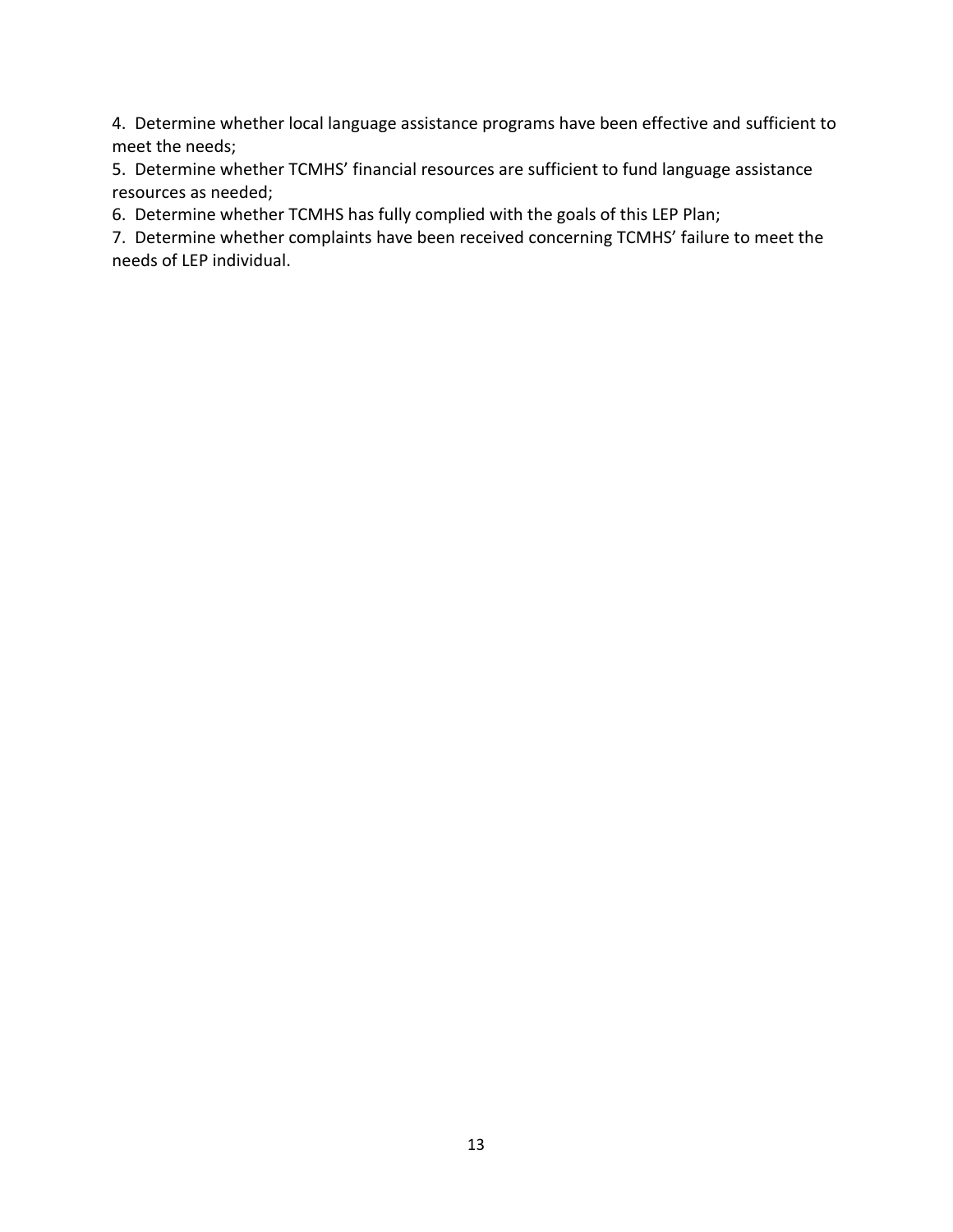4. Determine whether local language assistance programs have been effective and sufficient to meet the needs;

5. Determine whether TCMHS' financial resources are sufficient to fund language assistance resources as needed;

6. Determine whether TCMHS has fully complied with the goals of this LEP Plan;

7. Determine whether complaints have been received concerning TCMHS' failure to meet the needs of LEP individual.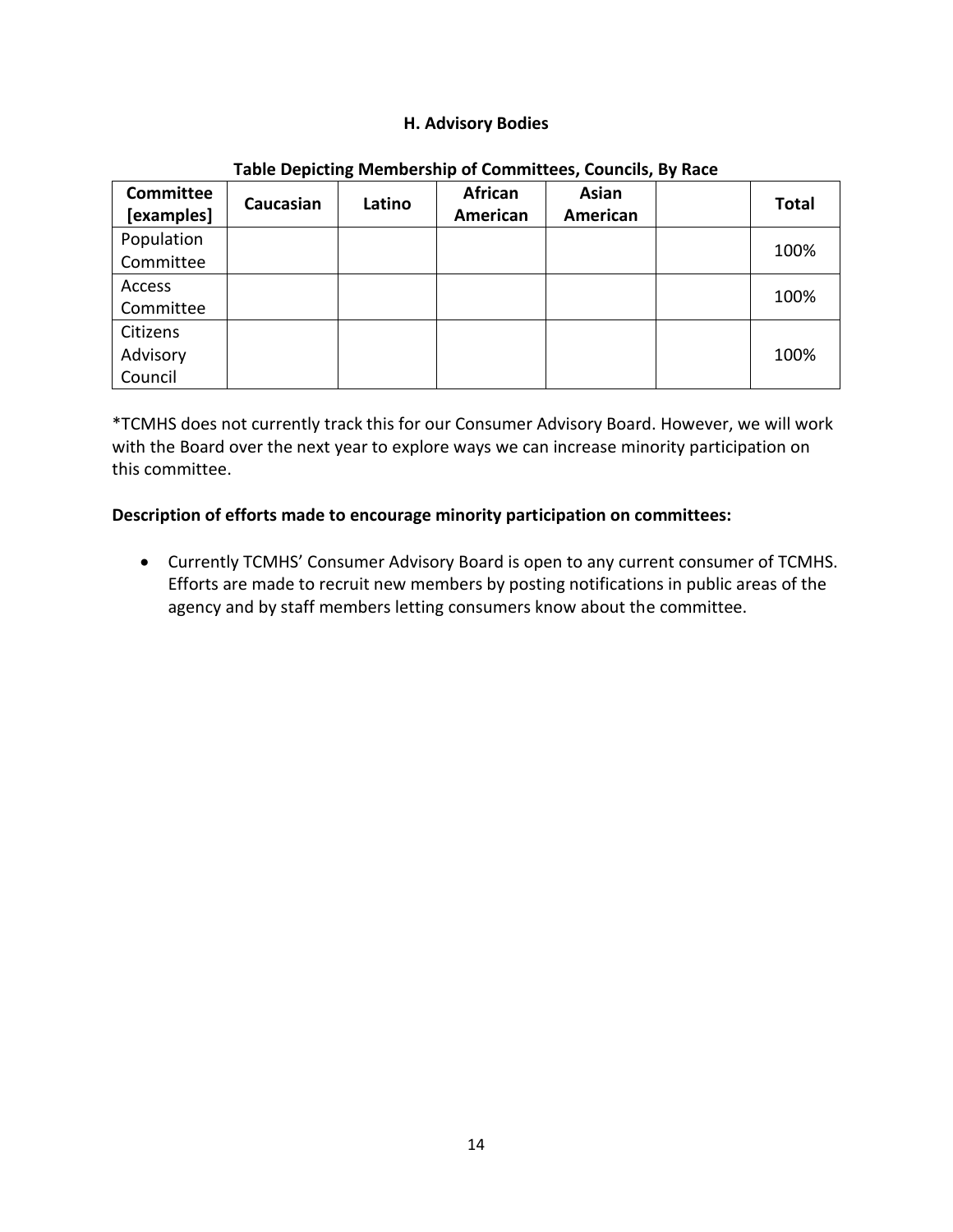### H. Advisory Bodies

**Table Depicting Membership of Committees, Councils, By Race**

| Committee [examples] | Caucasian | Latino | African American | Asian American | | Total |
|---|---|---|---|---|---|---|
| Population Committee | | | | | | 100% |
| Access Committee | | | | | | 100% |
| Citizens Advisory Council | | | | | | 100% |

*TCMHS does not currently track this for our Consumer Advisory Board. However, we will work with the Board over the next year to explore ways we can increase minority participation on this committee.

**Description of efforts made to encourage minority participation on committees:**

- Currently TCMHS' Consumer Advisory Board is open to any current consumer of TCMHS. Efforts are made to recruit new members by posting notifications in public areas of the agency and by staff members letting consumers know about the committee.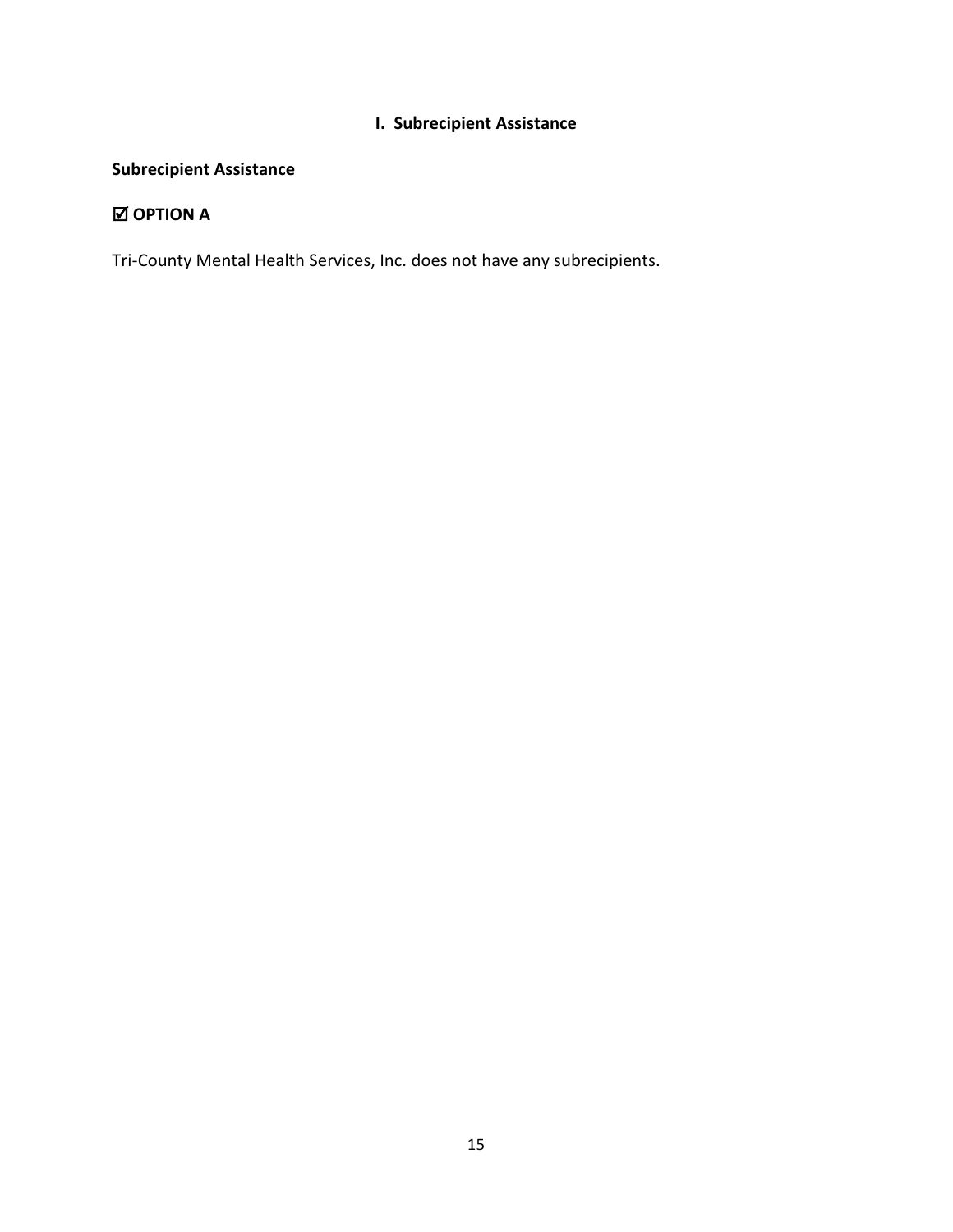## I. Subrecipient Assistance

**Subrecipient Assistance**

**☑ OPTION A**

Tri-County Mental Health Services, Inc. does not have any subrecipients.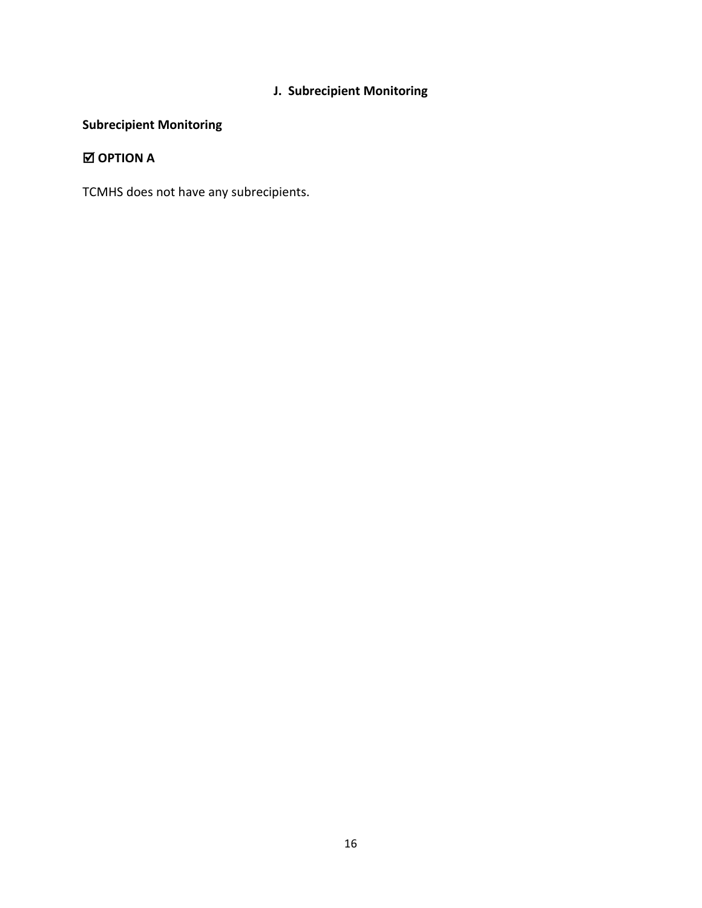## J. Subrecipient Monitoring

### Subrecipient Monitoring

**☑ OPTION A**

TCMHS does not have any subrecipients.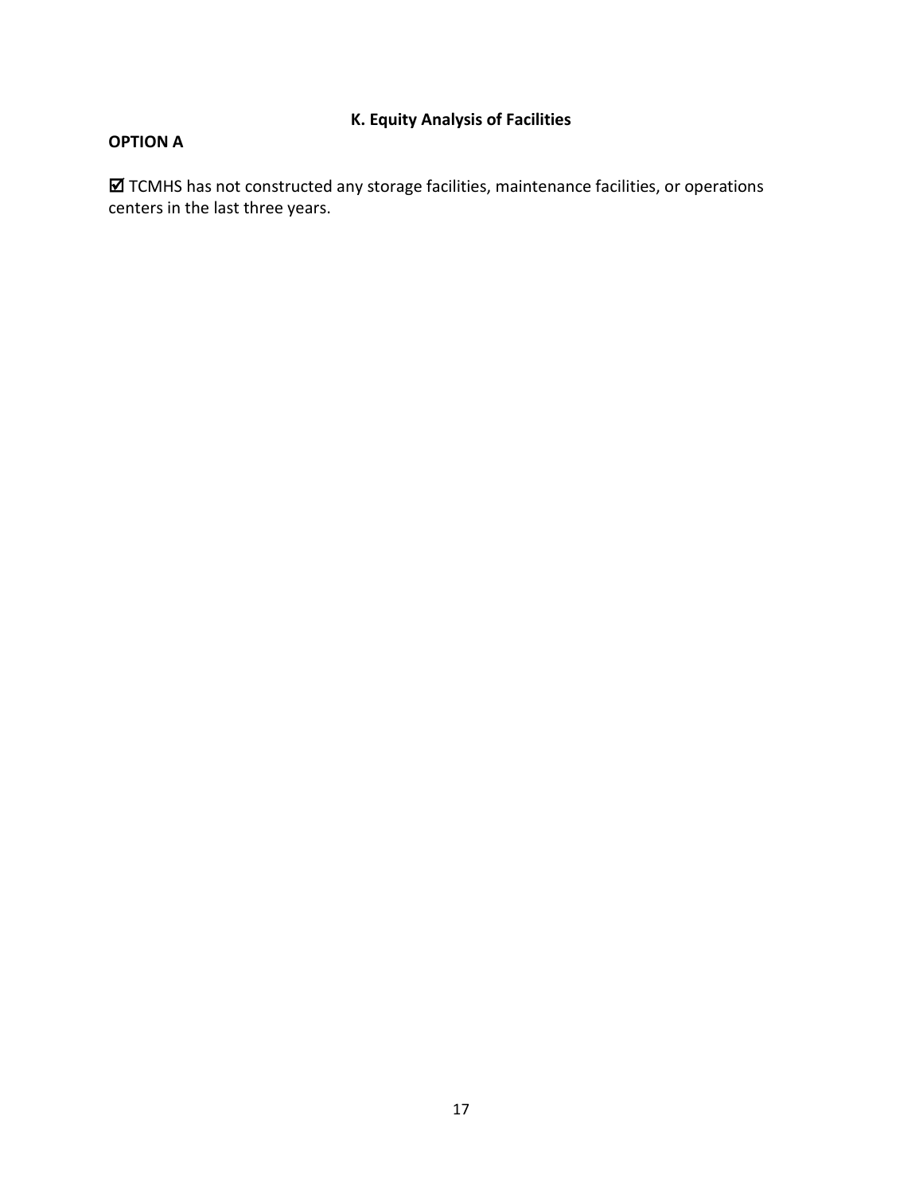## K. Equity Analysis of Facilities

**OPTION A**

☑ TCMHS has not constructed any storage facilities, maintenance facilities, or operations centers in the last three years.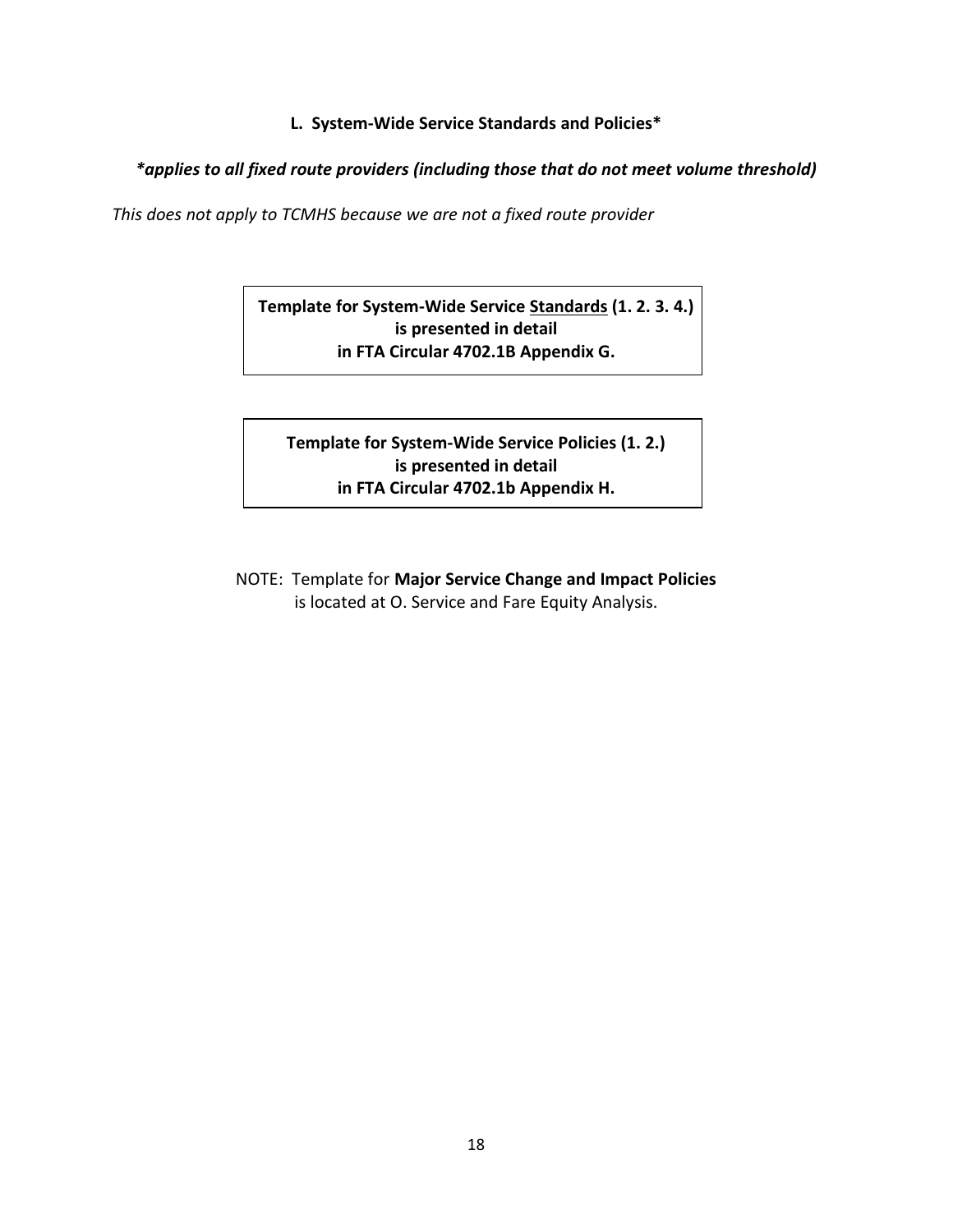## L. System-Wide Service Standards and Policies*

***applies to all fixed route providers (including those that do not meet volume threshold)***

*This does not apply to TCMHS because we are not a fixed route provider*

**Template for System-Wide Service Standards (1. 2. 3. 4.) is presented in detail in FTA Circular 4702.1B Appendix G.**

**Template for System-Wide Service Policies (1. 2.) is presented in detail in FTA Circular 4702.1b Appendix H.**

NOTE: Template for **Major Service Change and Impact Policies** is located at O. Service and Fare Equity Analysis.